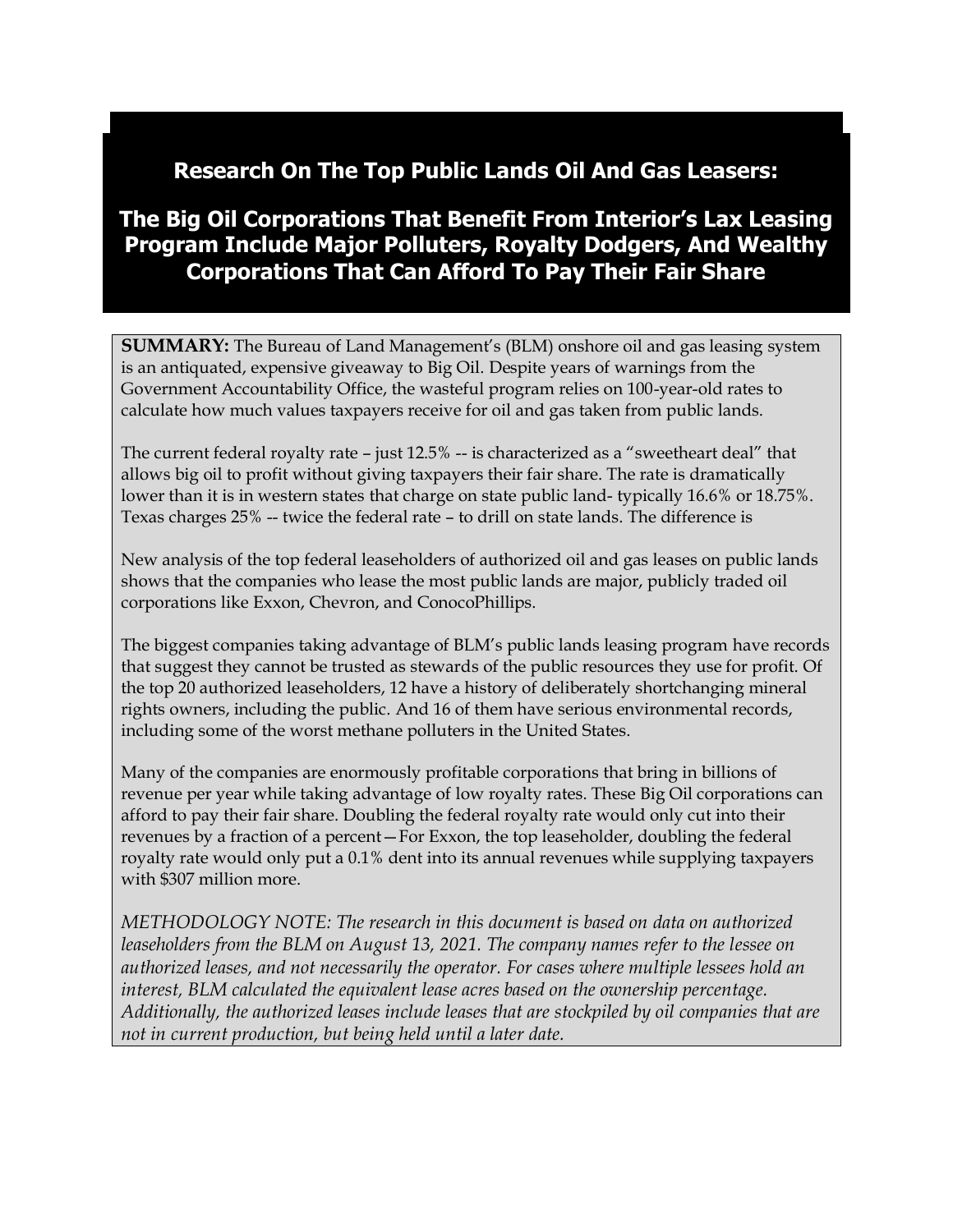# Research On The Top Public Lands Oil And Gas Leasers:

## The Big Oil Corporations That Benefit From Interior's Lax Leasing Program Include Major Polluters, Royalty Dodgers, And Wealthy Corporations That Can Afford To Pay Their Fair Share

**SUMMARY:** The Bureau of Land Management's (BLM) onshore oil and gas leasing system is an antiquated, expensive giveaway to Big Oil. Despite years of warnings from the Government Accountability Office, the wasteful program relies on 100-year-old rates to calculate how much values taxpayers receive for oil and gas taken from public lands.

The current federal royalty rate – just 12.5% -- is characterized as a "sweetheart deal" that allows big oil to profit without giving taxpayers their fair share. The rate is dramatically lower than it is in western states that charge on state public land- typically 16.6% or 18.75%. Texas charges 25% -- twice the federal rate – to drill on state lands. The difference is

New analysis of the top federal leaseholders of authorized oil and gas leases on public lands shows that the companies who lease the most public lands are major, publicly traded oil corporations like Exxon, Chevron, and ConocoPhillips.

The biggest companies taking advantage of BLM's public lands leasing program have records that suggest they cannot be trusted as stewards of the public resources they use for profit. Of the top 20 authorized leaseholders, 12 have a history of deliberately shortchanging mineral rights owners, including the public. And 16 of them have serious environmental records, including some of the worst methane polluters in the United States.

Many of the companies are enormously profitable corporations that bring in billions of revenue per year while taking advantage of low royalty rates. These Big Oil corporations can afford to pay their fair share. Doubling the federal royalty rate would only cut into their revenues by a fraction of a percent—For Exxon, the top leaseholder, doubling the federal royalty rate would only put a 0.1% dent into its annual revenues while supplying taxpayers with $307 million more.

*METHODOLOGY NOTE: The research in this document is based on data on authorized leaseholders from the BLM on August 13, 2021. The company names refer to the lessee on authorized leases, and not necessarily the operator. For cases where multiple lessees hold an interest, BLM calculated the equivalent lease acres based on the ownership percentage. Additionally, the authorized leases include leases that are stockpiled by oil companies that are not in current production, but being held until a later date.*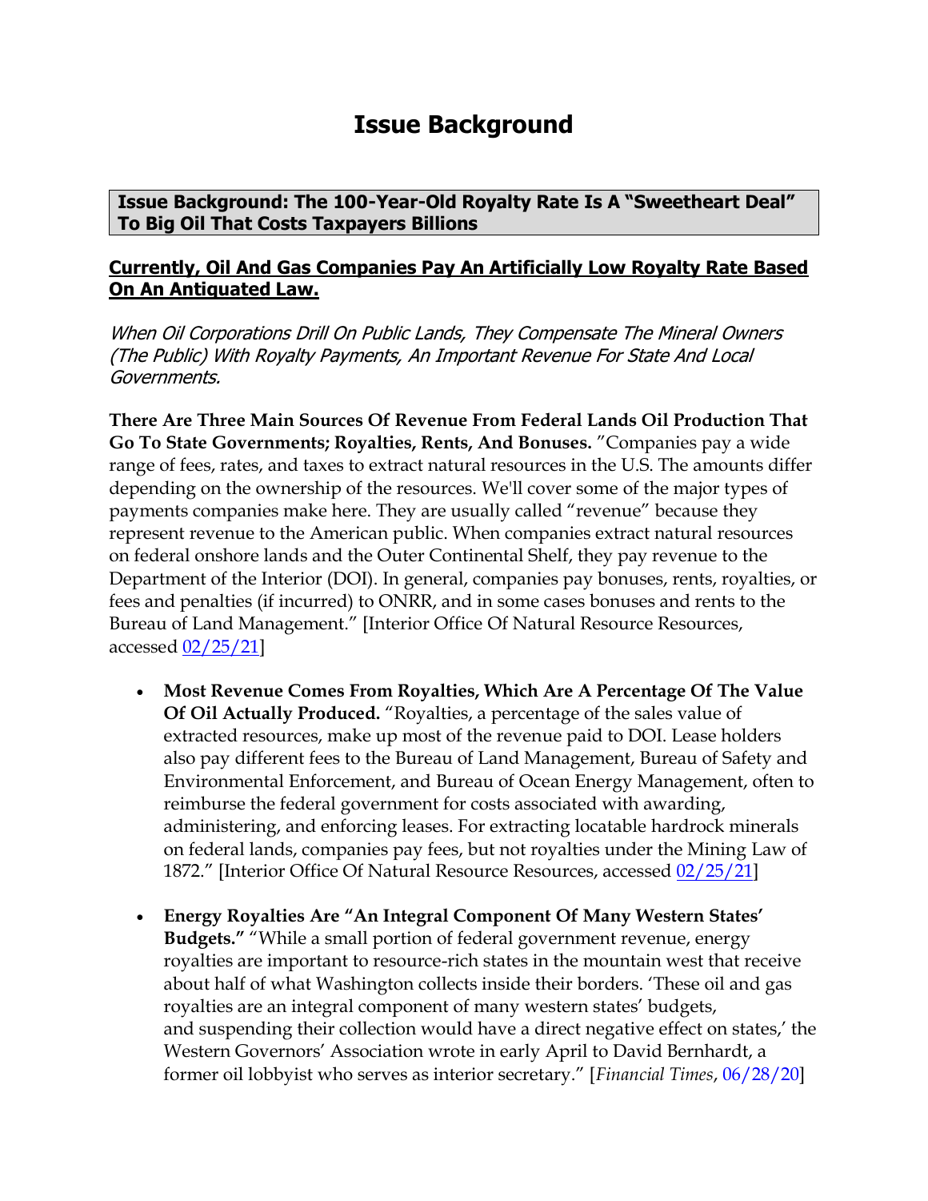# Issue Background

**Issue Background: The 100-Year-Old Royalty Rate Is A "Sweetheart Deal" To Big Oil That Costs Taxpayers Billions**

## Currently, Oil And Gas Companies Pay An Artificially Low Royalty Rate Based On An Antiquated Law.

*When Oil Corporations Drill On Public Lands, They Compensate The Mineral Owners (The Public) With Royalty Payments, An Important Revenue For State And Local Governments.*

**There Are Three Main Sources Of Revenue From Federal Lands Oil Production That Go To State Governments; Royalties, Rents, And Bonuses.** "Companies pay a wide range of fees, rates, and taxes to extract natural resources in the U.S. The amounts differ depending on the ownership of the resources. We'll cover some of the major types of payments companies make here. They are usually called "revenue" because they represent revenue to the American public. When companies extract natural resources on federal onshore lands and the Outer Continental Shelf, they pay revenue to the Department of the Interior (DOI). In general, companies pay bonuses, rents, royalties, or fees and penalties (if incurred) to ONRR, and in some cases bonuses and rents to the Bureau of Land Management." [Interior Office Of Natural Resource Resources, accessed 02/25/21]

- **Most Revenue Comes From Royalties, Which Are A Percentage Of The Value Of Oil Actually Produced.** "Royalties, a percentage of the sales value of extracted resources, make up most of the revenue paid to DOI. Lease holders also pay different fees to the Bureau of Land Management, Bureau of Safety and Environmental Enforcement, and Bureau of Ocean Energy Management, often to reimburse the federal government for costs associated with awarding, administering, and enforcing leases. For extracting locatable hardrock minerals on federal lands, companies pay fees, but not royalties under the Mining Law of 1872." [Interior Office Of Natural Resource Resources, accessed 02/25/21]

- **Energy Royalties Are "An Integral Component Of Many Western States' Budgets."** "While a small portion of federal government revenue, energy royalties are important to resource-rich states in the mountain west that receive about half of what Washington collects inside their borders. 'These oil and gas royalties are an integral component of many western states' budgets, and suspending their collection would have a direct negative effect on states,' the Western Governors' Association wrote in early April to David Bernhardt, a former oil lobbyist who serves as interior secretary." [*Financial Times*, 06/28/20]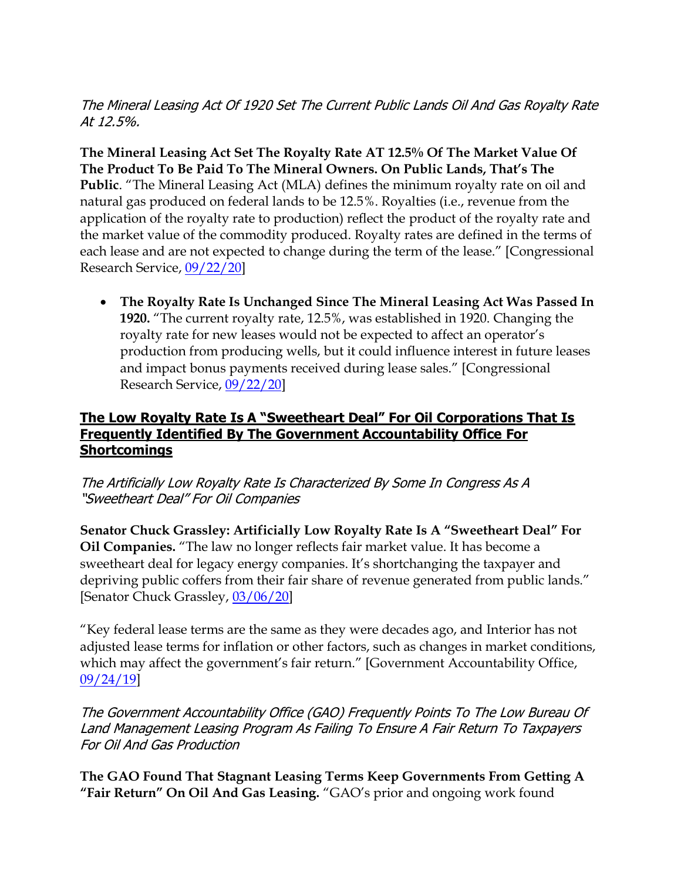*The Mineral Leasing Act Of 1920 Set The Current Public Lands Oil And Gas Royalty Rate At 12.5%.*

**The Mineral Leasing Act Set The Royalty Rate AT 12.5% Of The Market Value Of The Product To Be Paid To The Mineral Owners. On Public Lands, That's The Public**. "The Mineral Leasing Act (MLA) defines the minimum royalty rate on oil and natural gas produced on federal lands to be 12.5%. Royalties (i.e., revenue from the application of the royalty rate to production) reflect the product of the royalty rate and the market value of the commodity produced. Royalty rates are defined in the terms of each lease and are not expected to change during the term of the lease." [Congressional Research Service, 09/22/20]

- **The Royalty Rate Is Unchanged Since The Mineral Leasing Act Was Passed In 1920.** "The current royalty rate, 12.5%, was established in 1920. Changing the royalty rate for new leases would not be expected to affect an operator's production from producing wells, but it could influence interest in future leases and impact bonus payments received during lease sales." [Congressional Research Service, 09/22/20]

## The Low Royalty Rate Is A "Sweetheart Deal" For Oil Corporations That Is Frequently Identified By The Government Accountability Office For Shortcomings

*The Artificially Low Royalty Rate Is Characterized By Some In Congress As A "Sweetheart Deal" For Oil Companies*

**Senator Chuck Grassley: Artificially Low Royalty Rate Is A "Sweetheart Deal" For Oil Companies.** "The law no longer reflects fair market value. It has become a sweetheart deal for legacy energy companies. It's shortchanging the taxpayer and depriving public coffers from their fair share of revenue generated from public lands." [Senator Chuck Grassley, 03/06/20]

"Key federal lease terms are the same as they were decades ago, and Interior has not adjusted lease terms for inflation or other factors, such as changes in market conditions, which may affect the government's fair return." [Government Accountability Office, 09/24/19]

*The Government Accountability Office (GAO) Frequently Points To The Low Bureau Of Land Management Leasing Program As Failing To Ensure A Fair Return To Taxpayers For Oil And Gas Production*

**The GAO Found That Stagnant Leasing Terms Keep Governments From Getting A "Fair Return" On Oil And Gas Leasing.** "GAO's prior and ongoing work found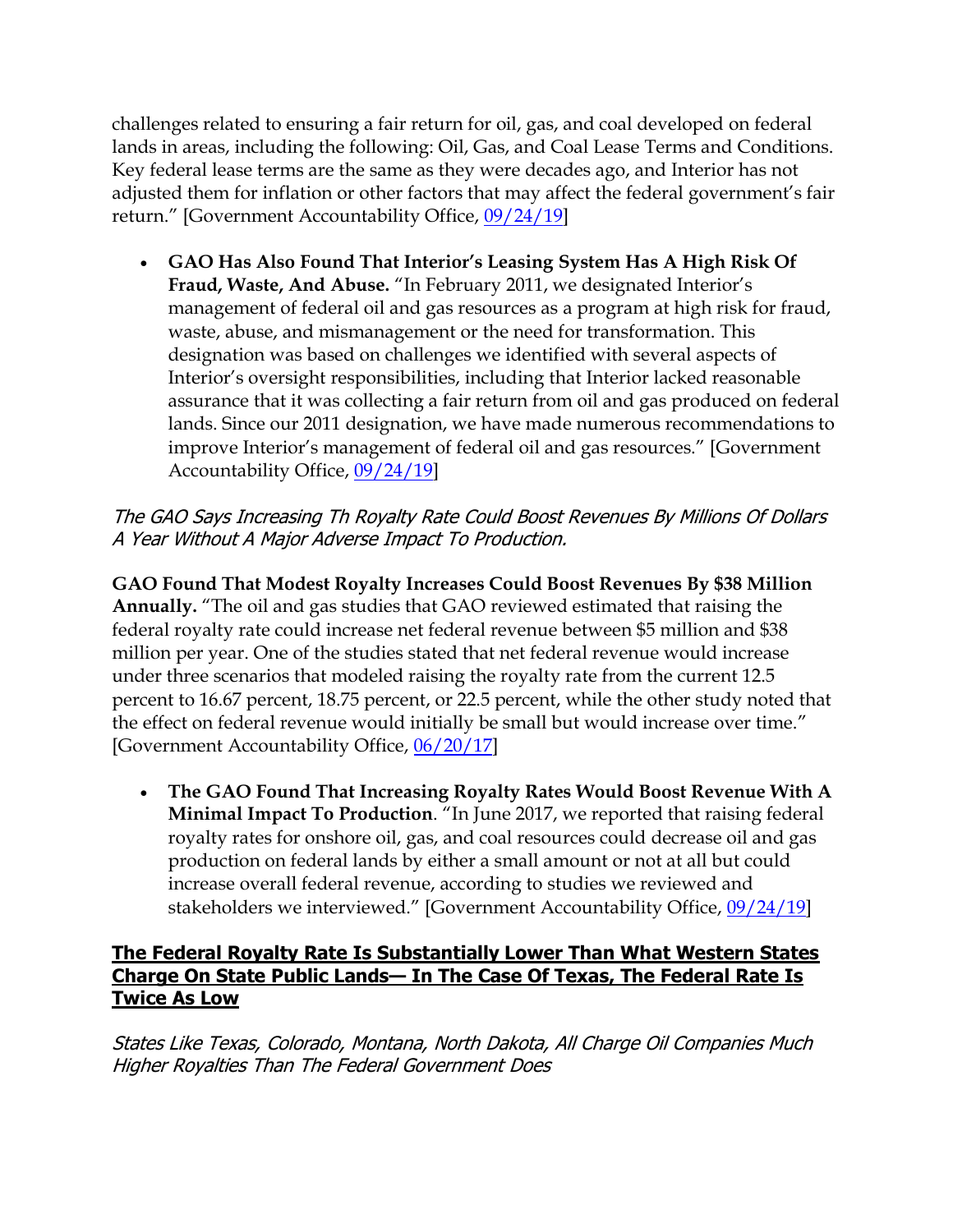challenges related to ensuring a fair return for oil, gas, and coal developed on federal lands in areas, including the following: Oil, Gas, and Coal Lease Terms and Conditions. Key federal lease terms are the same as they were decades ago, and Interior has not adjusted them for inflation or other factors that may affect the federal government's fair return." [Government Accountability Office, 09/24/19]

- **GAO Has Also Found That Interior's Leasing System Has A High Risk Of Fraud, Waste, And Abuse.** "In February 2011, we designated Interior's management of federal oil and gas resources as a program at high risk for fraud, waste, abuse, and mismanagement or the need for transformation. This designation was based on challenges we identified with several aspects of Interior's oversight responsibilities, including that Interior lacked reasonable assurance that it was collecting a fair return from oil and gas produced on federal lands. Since our 2011 designation, we have made numerous recommendations to improve Interior's management of federal oil and gas resources." [Government Accountability Office, 09/24/19]

*The GAO Says Increasing Th Royalty Rate Could Boost Revenues By Millions Of Dollars A Year Without A Major Adverse Impact To Production.*

**GAO Found That Modest Royalty Increases Could Boost Revenues By $38 Million Annually.** "The oil and gas studies that GAO reviewed estimated that raising the federal royalty rate could increase net federal revenue between $5 million and $38 million per year. One of the studies stated that net federal revenue would increase under three scenarios that modeled raising the royalty rate from the current 12.5 percent to 16.67 percent, 18.75 percent, or 22.5 percent, while the other study noted that the effect on federal revenue would initially be small but would increase over time." [Government Accountability Office, 06/20/17]

- **The GAO Found That Increasing Royalty Rates Would Boost Revenue With A Minimal Impact To Production**. "In June 2017, we reported that raising federal royalty rates for onshore oil, gas, and coal resources could decrease oil and gas production on federal lands by either a small amount or not at all but could increase overall federal revenue, according to studies we reviewed and stakeholders we interviewed." [Government Accountability Office, 09/24/19]

## The Federal Royalty Rate Is Substantially Lower Than What Western States Charge On State Public Lands— In The Case Of Texas, The Federal Rate Is Twice As Low

*States Like Texas, Colorado, Montana, North Dakota, All Charge Oil Companies Much Higher Royalties Than The Federal Government Does*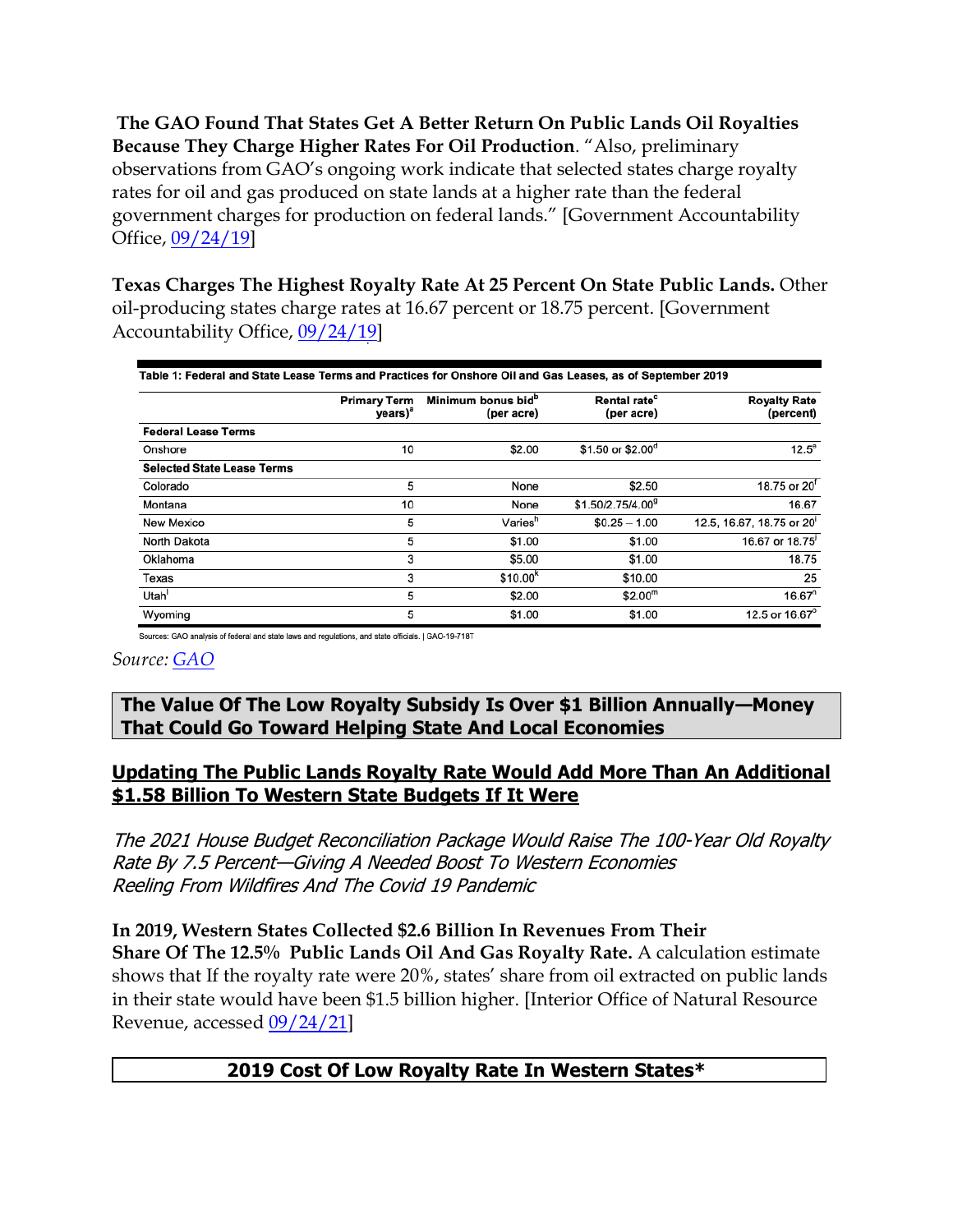**The GAO Found That States Get A Better Return On Public Lands Oil Royalties Because They Charge Higher Rates For Oil Production**. "Also, preliminary observations from GAO's ongoing work indicate that selected states charge royalty rates for oil and gas produced on state lands at a higher rate than the federal government charges for production on federal lands." [Government Accountability Office, [09/24/19](#)]

**Texas Charges The Highest Royalty Rate At 25 Percent On State Public Lands.** Other oil-producing states charge rates at 16.67 percent or 18.75 percent. [Government Accountability Office, [09/24/19](#)]

**Table 1: Federal and State Lease Terms and Practices for Onshore Oil and Gas Leases, as of September 2019**

| | Primary Term years)[a] | Minimum bonus bid[b] (per acre) | Rental rate[c] (per acre) | Royalty Rate (percent) |
|---|---|---|---|---|
| **Federal Lease Terms** | | | | |
| Onshore | 10 | $2.00 | $1.50 or $2.00[d] | 12.5[e] |
| **Selected State Lease Terms** | | | | |
| Colorado | 5 | None | $2.50 | 18.75 or 20[f] |
| Montana | 10 | None | $1.50/2.75/4.00[g] | 16.67 |
| New Mexico | 5 | Varies[h] | $0.25 – 1.00 | 12.5, 16.67, 18.75 or 20[i] |
| North Dakota | 5 | $1.00 | $1.00 | 16.67 or 18.75[j] |
| Oklahoma | 3 | $5.00 | $1.00 | 18.75 |
| Texas | 3 | $10.00[k] | $10.00 | 25 |
| Utah[l] | 5 | $2.00 | $2.00[m] | 16.67[n] |
| Wyoming | 5 | $1.00 | $1.00 | 12.5 or 16.67[o] |

Sources: GAO analysis of federal and state laws and regulations, and state officials. | GAO-19-718T

*Source: [GAO](#)*

## The Value Of The Low Royalty Subsidy Is Over $1 Billion Annually—Money That Could Go Toward Helping State And Local Economies

### Updating The Public Lands Royalty Rate Would Add More Than An Additional $1.58 Billion To Western State Budgets If It Were

*The 2021 House Budget Reconciliation Package Would Raise The 100-Year Old Royalty Rate By 7.5 Percent—Giving A Needed Boost To Western Economies Reeling From Wildfires And The Covid 19 Pandemic*

**In 2019, Western States Collected $2.6 Billion In Revenues From Their Share Of The 12.5% Public Lands Oil And Gas Royalty Rate.** A calculation estimate shows that If the royalty rate were 20%, states' share from oil extracted on public lands in their state would have been $1.5 billion higher. [Interior Office of Natural Resource Revenue, accessed [09/24/21](#)]

**2019 Cost Of Low Royalty Rate In Western States***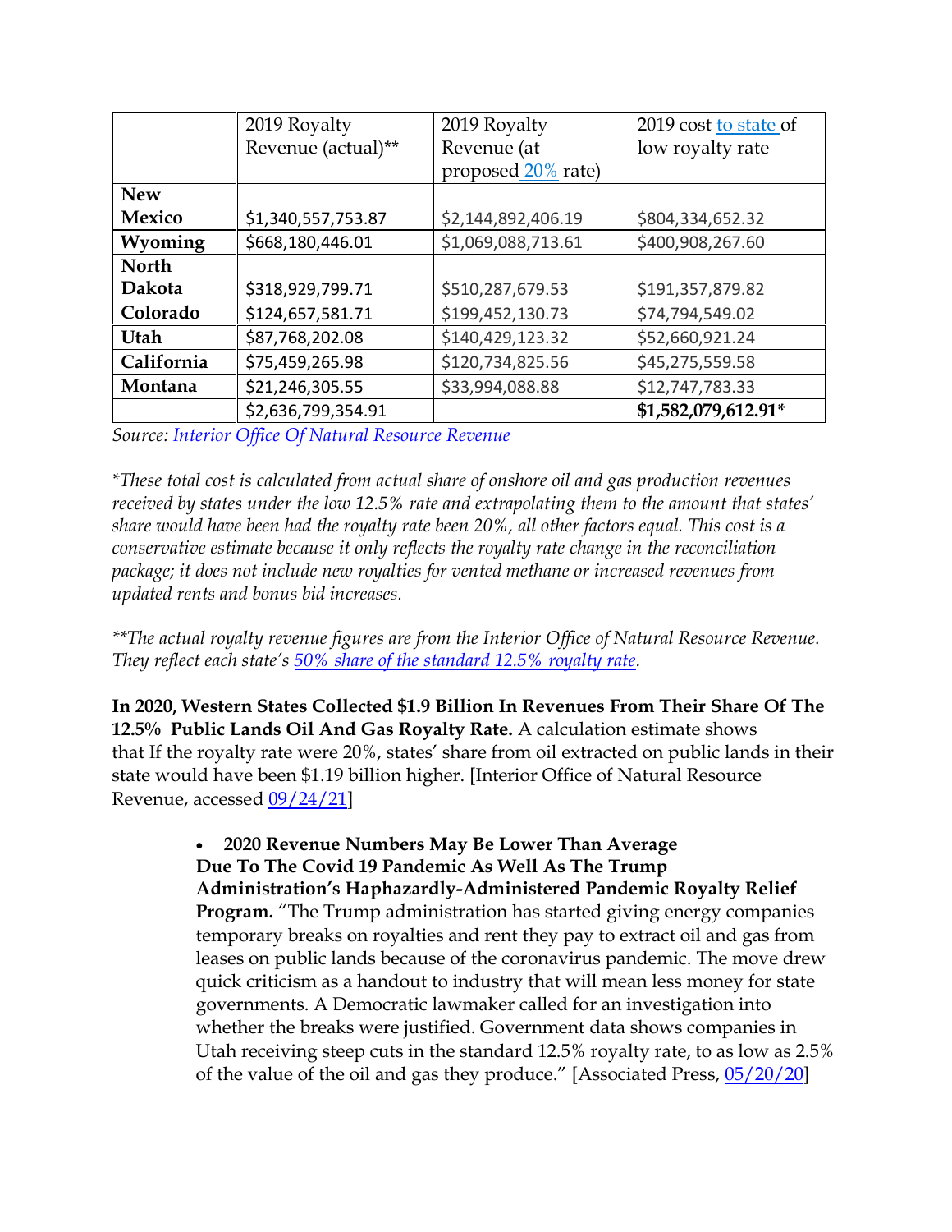| | 2019 Royalty Revenue (actual)** | 2019 Royalty Revenue (at proposed 20% rate) | 2019 cost to state of low royalty rate |
|---|---|---|---|
| **New Mexico** | $1,340,557,753.87 | $2,144,892,406.19 | $804,334,652.32 |
| **Wyoming** | $668,180,446.01 | $1,069,088,713.61 | $400,908,267.60 |
| **North Dakota** | $318,929,799.71 | $510,287,679.53 | $191,357,879.82 |
| **Colorado** | $124,657,581.71 | $199,452,130.73 | $74,794,549.02 |
| **Utah** | $87,768,202.08 | $140,429,123.32 | $52,660,921.24 |
| **California** | $75,459,265.98 | $120,734,825.56 | $45,275,559.58 |
| **Montana** | $21,246,305.55 | $33,994,088.88 | $12,747,783.33 |
| | $2,636,799,354.91 | | **$1,582,079,612.91*** |

*Source: Interior Office Of Natural Resource Revenue*

*\*These total cost is calculated from actual share of onshore oil and gas production revenues received by states under the low 12.5% rate and extrapolating them to the amount that states' share would have been had the royalty rate been 20%, all other factors equal. This cost is a conservative estimate because it only reflects the royalty rate change in the reconciliation package; it does not include new royalties for vented methane or increased revenues from updated rents and bonus bid increases.*

*\*\*The actual royalty revenue figures are from the Interior Office of Natural Resource Revenue. They reflect each state's 50% share of the standard 12.5% royalty rate.*

**In 2020, Western States Collected $1.9 Billion In Revenues From Their Share Of The 12.5% Public Lands Oil And Gas Royalty Rate.** A calculation estimate shows that If the royalty rate were 20%, states' share from oil extracted on public lands in their state would have been $1.19 billion higher. [Interior Office of Natural Resource Revenue, accessed 09/24/21]

- **2020 Revenue Numbers May Be Lower Than Average Due To The Covid 19 Pandemic As Well As The Trump Administration's Haphazardly-Administered Pandemic Royalty Relief Program.** "The Trump administration has started giving energy companies temporary breaks on royalties and rent they pay to extract oil and gas from leases on public lands because of the coronavirus pandemic. The move drew quick criticism as a handout to industry that will mean less money for state governments. A Democratic lawmaker called for an investigation into whether the breaks were justified. Government data shows companies in Utah receiving steep cuts in the standard 12.5% royalty rate, to as low as 2.5% of the value of the oil and gas they produce." [Associated Press, 05/20/20]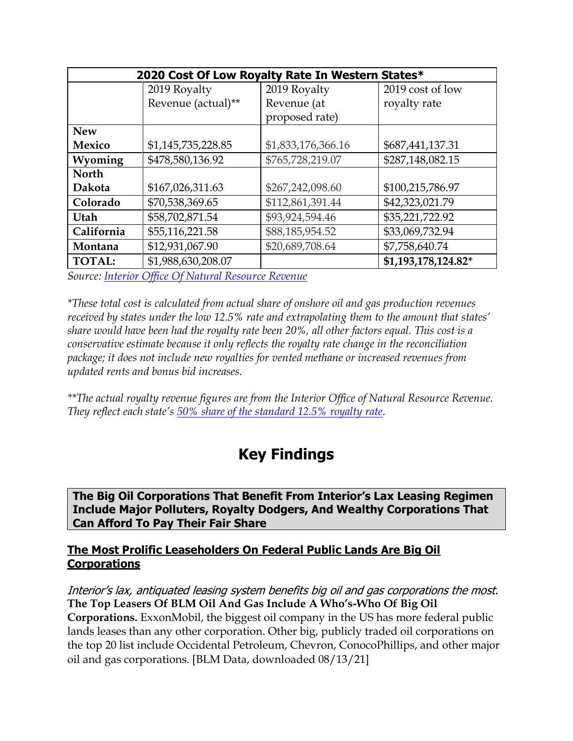| 2020 Cost Of Low Royalty Rate In Western States* | | | |
|---|---|---|---|
| | 2019 Royalty Revenue (actual)** | 2019 Royalty Revenue (at proposed rate) | 2019 cost of low royalty rate |
| **New Mexico** | $1,145,735,228.85 | $1,833,176,366.16 | $687,441,137.31 |
| **Wyoming** | $478,580,136.92 | $765,728,219.07 | $287,148,082.15 |
| **North Dakota** | $167,026,311.63 | $267,242,098.60 | $100,215,786.97 |
| **Colorado** | $70,538,369.65 | $112,861,391.44 | $42,323,021.79 |
| **Utah** | $58,702,871.54 | $93,924,594.46 | $35,221,722.92 |
| **California** | $55,116,221.58 | $88,185,954.52 | $33,069,732.94 |
| **Montana** | $12,931,067.90 | $20,689,708.64 | $7,758,640.74 |
| **TOTAL:** | $1,988,630,208.07 | | **$1,193,178,124.82*** |

*Source: Interior Office Of Natural Resource Revenue*

*\*These total cost is calculated from actual share of onshore oil and gas production revenues received by states under the low 12.5% rate and extrapolating them to the amount that states' share would have been had the royalty rate been 20%, all other factors equal. This cost is a conservative estimate because it only reflects the royalty rate change in the reconciliation package; it does not include new royalties for vented methane or increased revenues from updated rents and bonus bid increases.*

*\*\*The actual royalty revenue figures are from the Interior Office of Natural Resource Revenue. They reflect each state's 50% share of the standard 12.5% royalty rate.*

# Key Findings

## The Big Oil Corporations That Benefit From Interior's Lax Leasing Regimen Include Major Polluters, Royalty Dodgers, And Wealthy Corporations That Can Afford To Pay Their Fair Share

### The Most Prolific Leaseholders On Federal Public Lands Are Big Oil Corporations

*Interior's lax, antiquated leasing system benefits big oil and gas corporations the most.* **The Top Leasers Of BLM Oil And Gas Include A Who's-Who Of Big Oil Corporations.** ExxonMobil, the biggest oil company in the US has more federal public lands leases than any other corporation. Other big, publicly traded oil corporations on the top 20 list include Occidental Petroleum, Chevron, ConocoPhillips, and other major oil and gas corporations. [BLM Data, downloaded 08/13/21]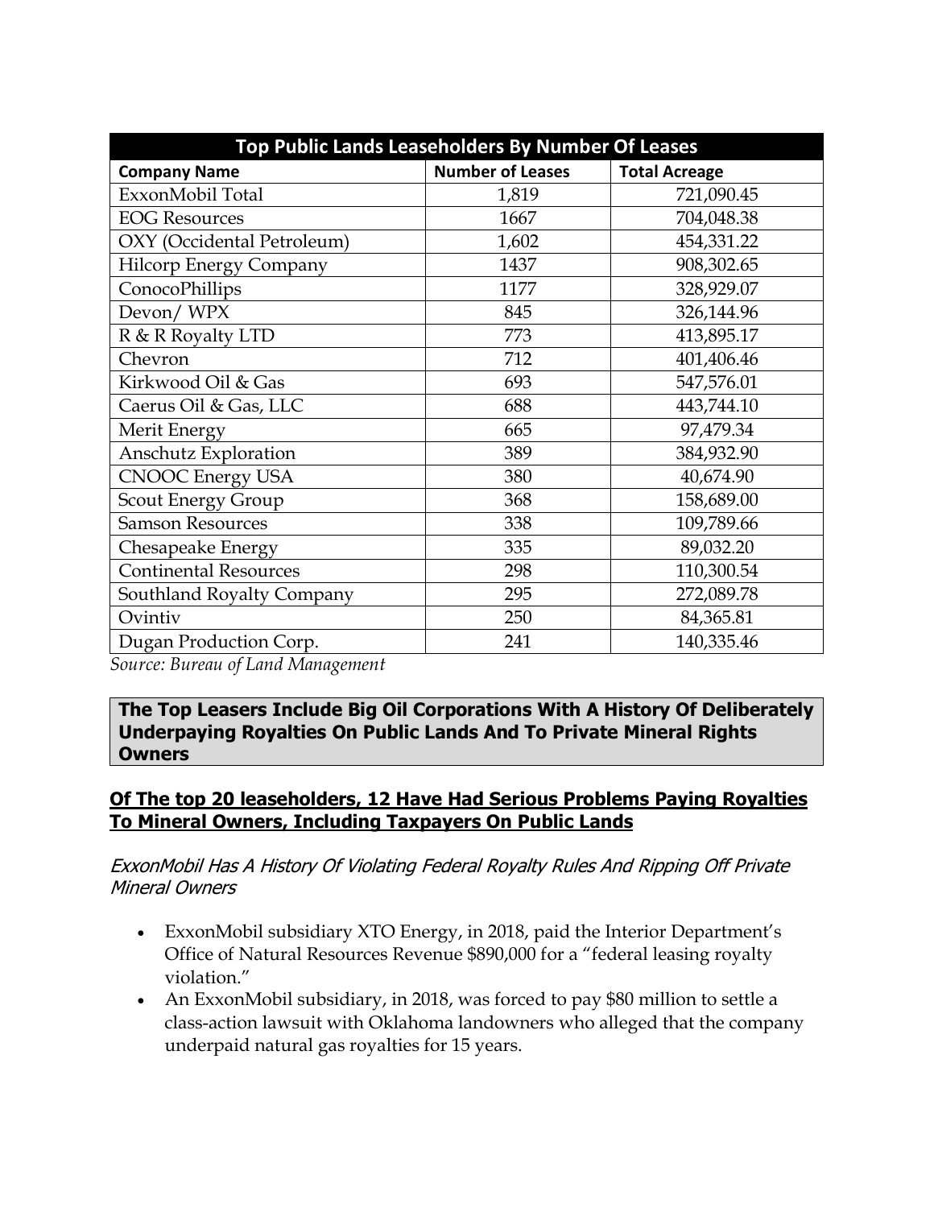| Top Public Lands Leaseholders By Number Of Leases | | |
|---|---|---|
| **Company Name** | **Number of Leases** | **Total Acreage** |
| ExxonMobil Total | 1,819 | 721,090.45 |
| EOG Resources | 1667 | 704,048.38 |
| OXY (Occidental Petroleum) | 1,602 | 454,331.22 |
| Hilcorp Energy Company | 1437 | 908,302.65 |
| ConocoPhillips | 1177 | 328,929.07 |
| Devon/ WPX | 845 | 326,144.96 |
| R & R Royalty LTD | 773 | 413,895.17 |
| Chevron | 712 | 401,406.46 |
| Kirkwood Oil & Gas | 693 | 547,576.01 |
| Caerus Oil & Gas, LLC | 688 | 443,744.10 |
| Merit Energy | 665 | 97,479.34 |
| Anschutz Exploration | 389 | 384,932.90 |
| CNOOC Energy USA | 380 | 40,674.90 |
| Scout Energy Group | 368 | 158,689.00 |
| Samson Resources | 338 | 109,789.66 |
| Chesapeake Energy | 335 | 89,032.20 |
| Continental Resources | 298 | 110,300.54 |
| Southland Royalty Company | 295 | 272,089.78 |
| Ovintiv | 250 | 84,365.81 |
| Dugan Production Corp. | 241 | 140,335.46 |

*Source: Bureau of Land Management*

## The Top Leasers Include Big Oil Corporations With A History Of Deliberately Underpaying Royalties On Public Lands And To Private Mineral Rights Owners

### Of The top 20 leaseholders, 12 Have Had Serious Problems Paying Royalties To Mineral Owners, Including Taxpayers On Public Lands

*ExxonMobil Has A History Of Violating Federal Royalty Rules And Ripping Off Private Mineral Owners*

- ExxonMobil subsidiary XTO Energy, in 2018, paid the Interior Department's Office of Natural Resources Revenue $890,000 for a "federal leasing royalty violation."
- An ExxonMobil subsidiary, in 2018, was forced to pay $80 million to settle a class-action lawsuit with Oklahoma landowners who alleged that the company underpaid natural gas royalties for 15 years.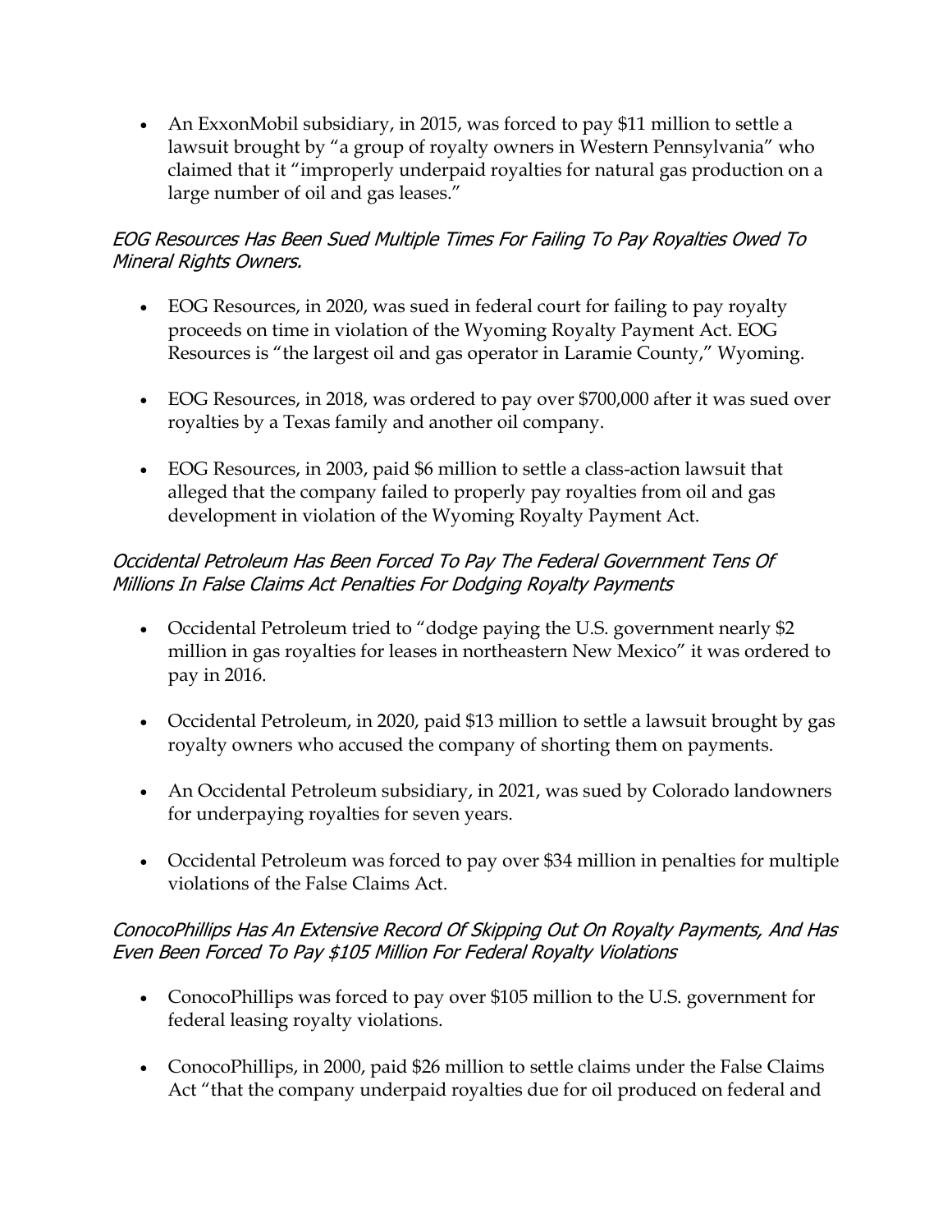- An ExxonMobil subsidiary, in 2015, was forced to pay $11 million to settle a lawsuit brought by "a group of royalty owners in Western Pennsylvania" who claimed that it "improperly underpaid royalties for natural gas production on a large number of oil and gas leases."

*EOG Resources Has Been Sued Multiple Times For Failing To Pay Royalties Owed To Mineral Rights Owners.*

- EOG Resources, in 2020, was sued in federal court for failing to pay royalty proceeds on time in violation of the Wyoming Royalty Payment Act. EOG Resources is "the largest oil and gas operator in Laramie County," Wyoming.
- EOG Resources, in 2018, was ordered to pay over $700,000 after it was sued over royalties by a Texas family and another oil company.
- EOG Resources, in 2003, paid $6 million to settle a class-action lawsuit that alleged that the company failed to properly pay royalties from oil and gas development in violation of the Wyoming Royalty Payment Act.

*Occidental Petroleum Has Been Forced To Pay The Federal Government Tens Of Millions In False Claims Act Penalties For Dodging Royalty Payments*

- Occidental Petroleum tried to "dodge paying the U.S. government nearly $2 million in gas royalties for leases in northeastern New Mexico" it was ordered to pay in 2016.
- Occidental Petroleum, in 2020, paid $13 million to settle a lawsuit brought by gas royalty owners who accused the company of shorting them on payments.
- An Occidental Petroleum subsidiary, in 2021, was sued by Colorado landowners for underpaying royalties for seven years.
- Occidental Petroleum was forced to pay over $34 million in penalties for multiple violations of the False Claims Act.

*ConocoPhillips Has An Extensive Record Of Skipping Out On Royalty Payments, And Has Even Been Forced To Pay $105 Million For Federal Royalty Violations*

- ConocoPhillips was forced to pay over $105 million to the U.S. government for federal leasing royalty violations.
- ConocoPhillips, in 2000, paid $26 million to settle claims under the False Claims Act "that the company underpaid royalties due for oil produced on federal and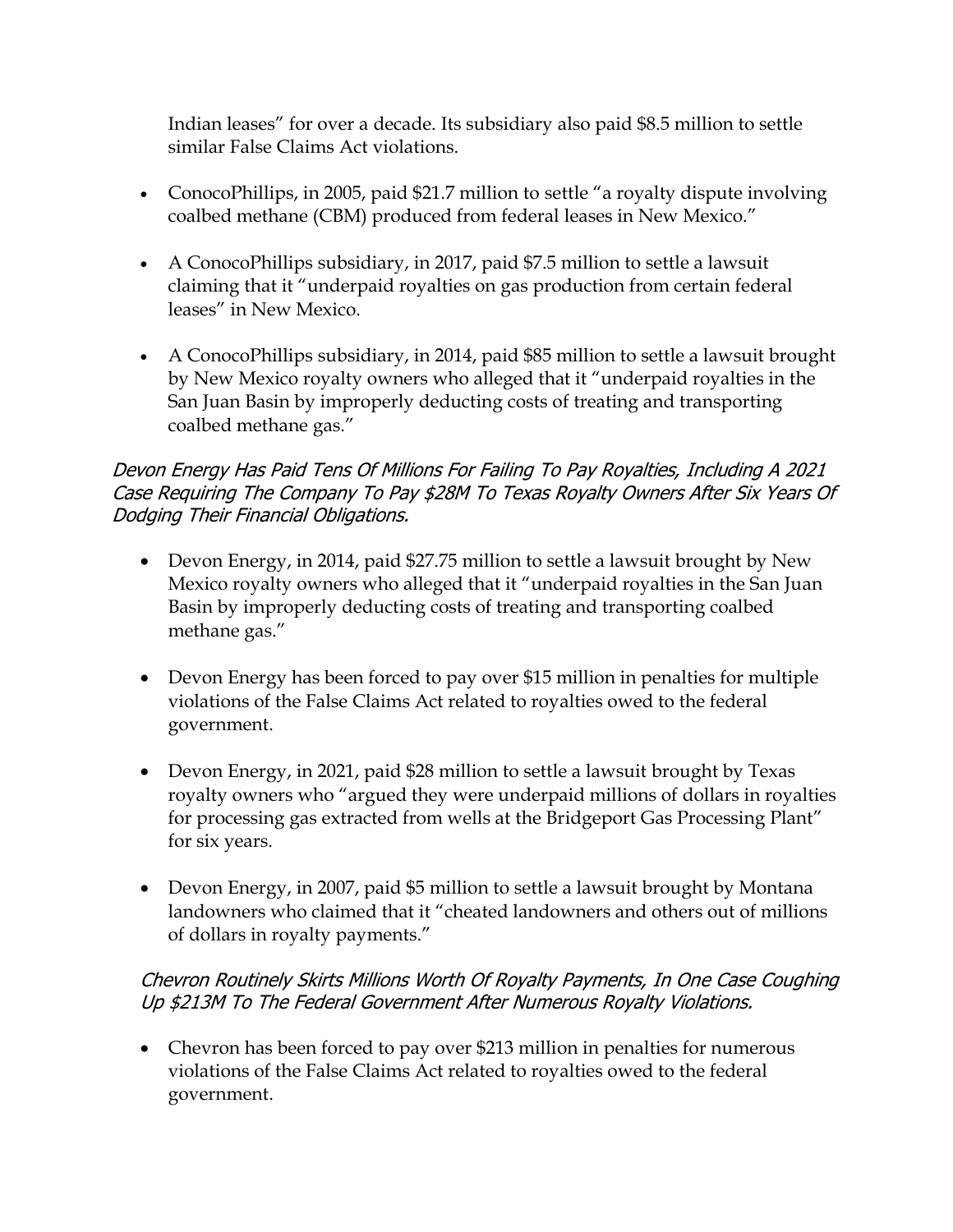Indian leases" for over a decade. Its subsidiary also paid $8.5 million to settle similar False Claims Act violations.

- ConocoPhillips, in 2005, paid $21.7 million to settle "a royalty dispute involving coalbed methane (CBM) produced from federal leases in New Mexico."

- A ConocoPhillips subsidiary, in 2017, paid $7.5 million to settle a lawsuit claiming that it "underpaid royalties on gas production from certain federal leases" in New Mexico.

- A ConocoPhillips subsidiary, in 2014, paid $85 million to settle a lawsuit brought by New Mexico royalty owners who alleged that it "underpaid royalties in the San Juan Basin by improperly deducting costs of treating and transporting coalbed methane gas."

*Devon Energy Has Paid Tens Of Millions For Failing To Pay Royalties, Including A 2021 Case Requiring The Company To Pay $28M To Texas Royalty Owners After Six Years Of Dodging Their Financial Obligations.*

- Devon Energy, in 2014, paid $27.75 million to settle a lawsuit brought by New Mexico royalty owners who alleged that it "underpaid royalties in the San Juan Basin by improperly deducting costs of treating and transporting coalbed methane gas."

- Devon Energy has been forced to pay over $15 million in penalties for multiple violations of the False Claims Act related to royalties owed to the federal government.

- Devon Energy, in 2021, paid $28 million to settle a lawsuit brought by Texas royalty owners who "argued they were underpaid millions of dollars in royalties for processing gas extracted from wells at the Bridgeport Gas Processing Plant" for six years.

- Devon Energy, in 2007, paid $5 million to settle a lawsuit brought by Montana landowners who claimed that it "cheated landowners and others out of millions of dollars in royalty payments."

*Chevron Routinely Skirts Millions Worth Of Royalty Payments, In One Case Coughing Up $213M To The Federal Government After Numerous Royalty Violations.*

- Chevron has been forced to pay over $213 million in penalties for numerous violations of the False Claims Act related to royalties owed to the federal government.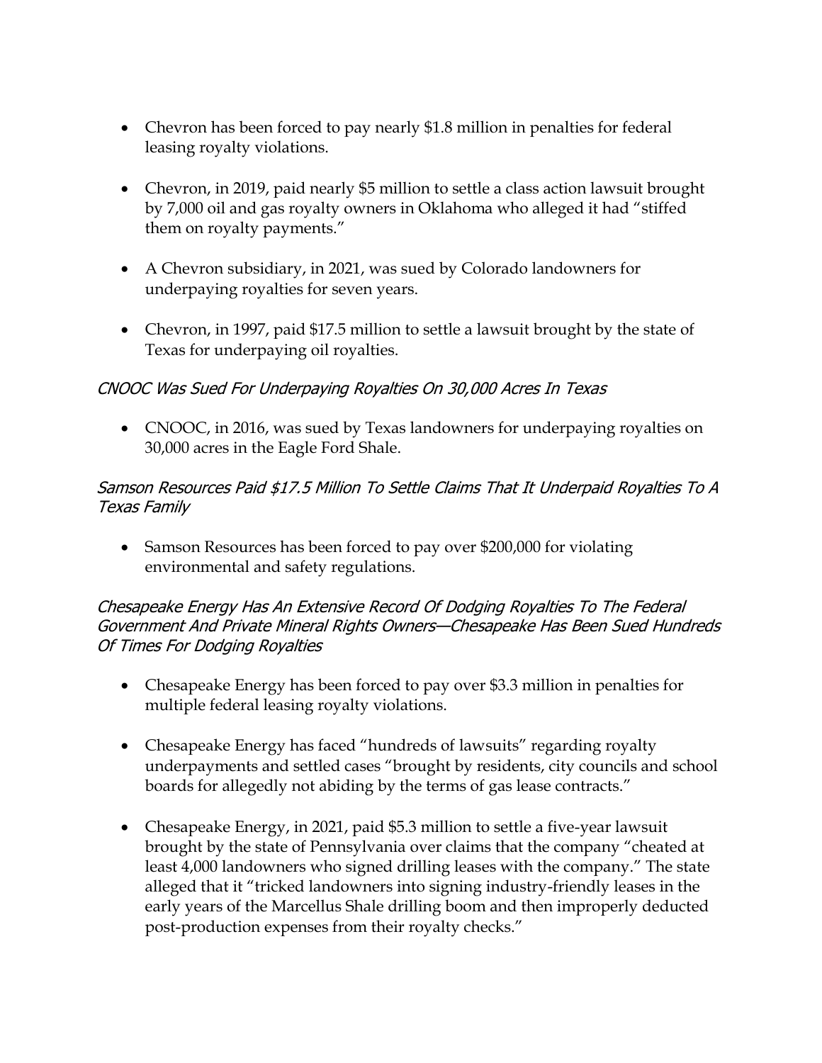- Chevron has been forced to pay nearly $1.8 million in penalties for federal leasing royalty violations.

- Chevron, in 2019, paid nearly $5 million to settle a class action lawsuit brought by 7,000 oil and gas royalty owners in Oklahoma who alleged it had "stiffed them on royalty payments."

- A Chevron subsidiary, in 2021, was sued by Colorado landowners for underpaying royalties for seven years.

- Chevron, in 1997, paid $17.5 million to settle a lawsuit brought by the state of Texas for underpaying oil royalties.

*CNOOC Was Sued For Underpaying Royalties On 30,000 Acres In Texas*

- CNOOC, in 2016, was sued by Texas landowners for underpaying royalties on 30,000 acres in the Eagle Ford Shale.

*Samson Resources Paid $17.5 Million To Settle Claims That It Underpaid Royalties To A Texas Family*

- Samson Resources has been forced to pay over $200,000 for violating environmental and safety regulations.

*Chesapeake Energy Has An Extensive Record Of Dodging Royalties To The Federal Government And Private Mineral Rights Owners—Chesapeake Has Been Sued Hundreds Of Times For Dodging Royalties*

- Chesapeake Energy has been forced to pay over $3.3 million in penalties for multiple federal leasing royalty violations.

- Chesapeake Energy has faced "hundreds of lawsuits" regarding royalty underpayments and settled cases "brought by residents, city councils and school boards for allegedly not abiding by the terms of gas lease contracts."

- Chesapeake Energy, in 2021, paid $5.3 million to settle a five-year lawsuit brought by the state of Pennsylvania over claims that the company "cheated at least 4,000 landowners who signed drilling leases with the company." The state alleged that it "tricked landowners into signing industry-friendly leases in the early years of the Marcellus Shale drilling boom and then improperly deducted post-production expenses from their royalty checks."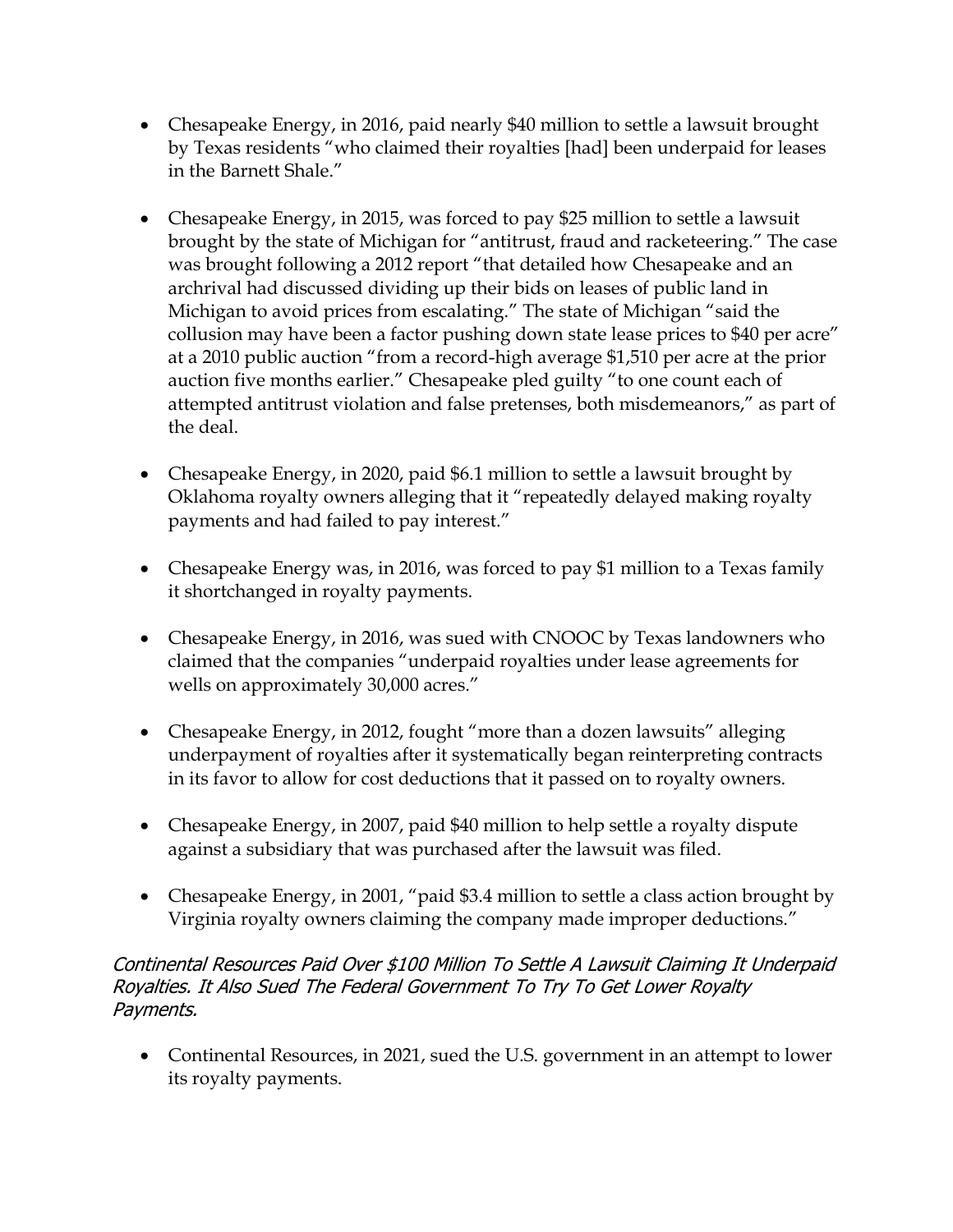- Chesapeake Energy, in 2016, paid nearly $40 million to settle a lawsuit brought by Texas residents "who claimed their royalties [had] been underpaid for leases in the Barnett Shale."

- Chesapeake Energy, in 2015, was forced to pay $25 million to settle a lawsuit brought by the state of Michigan for "antitrust, fraud and racketeering." The case was brought following a 2012 report "that detailed how Chesapeake and an archrival had discussed dividing up their bids on leases of public land in Michigan to avoid prices from escalating." The state of Michigan "said the collusion may have been a factor pushing down state lease prices to $40 per acre" at a 2010 public auction "from a record-high average $1,510 per acre at the prior auction five months earlier." Chesapeake pled guilty "to one count each of attempted antitrust violation and false pretenses, both misdemeanors," as part of the deal.

- Chesapeake Energy, in 2020, paid $6.1 million to settle a lawsuit brought by Oklahoma royalty owners alleging that it "repeatedly delayed making royalty payments and had failed to pay interest."

- Chesapeake Energy was, in 2016, was forced to pay $1 million to a Texas family it shortchanged in royalty payments.

- Chesapeake Energy, in 2016, was sued with CNOOC by Texas landowners who claimed that the companies "underpaid royalties under lease agreements for wells on approximately 30,000 acres."

- Chesapeake Energy, in 2012, fought "more than a dozen lawsuits" alleging underpayment of royalties after it systematically began reinterpreting contracts in its favor to allow for cost deductions that it passed on to royalty owners.

- Chesapeake Energy, in 2007, paid $40 million to help settle a royalty dispute against a subsidiary that was purchased after the lawsuit was filed.

- Chesapeake Energy, in 2001, "paid $3.4 million to settle a class action brought by Virginia royalty owners claiming the company made improper deductions."

*Continental Resources Paid Over $100 Million To Settle A Lawsuit Claiming It Underpaid Royalties. It Also Sued The Federal Government To Try To Get Lower Royalty Payments.*

- Continental Resources, in 2021, sued the U.S. government in an attempt to lower its royalty payments.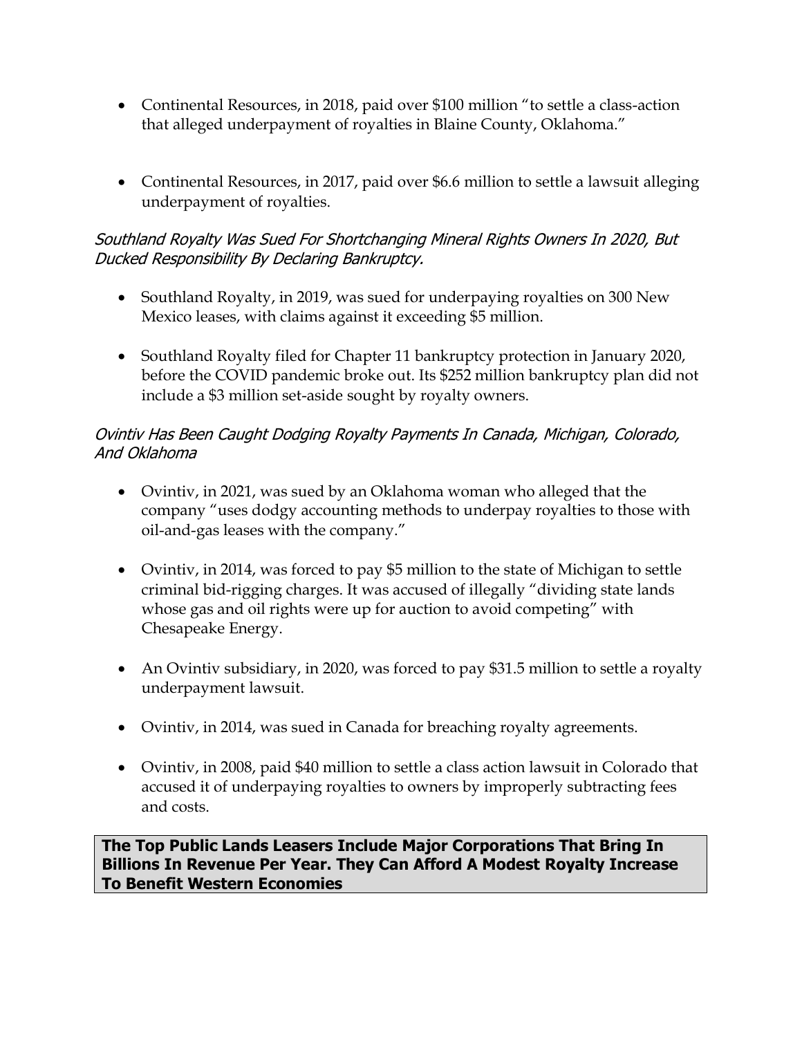- Continental Resources, in 2018, paid over $100 million "to settle a class-action that alleged underpayment of royalties in Blaine County, Oklahoma."

- Continental Resources, in 2017, paid over $6.6 million to settle a lawsuit alleging underpayment of royalties.

*Southland Royalty Was Sued For Shortchanging Mineral Rights Owners In 2020, But Ducked Responsibility By Declaring Bankruptcy.*

- Southland Royalty, in 2019, was sued for underpaying royalties on 300 New Mexico leases, with claims against it exceeding $5 million.

- Southland Royalty filed for Chapter 11 bankruptcy protection in January 2020, before the COVID pandemic broke out. Its $252 million bankruptcy plan did not include a $3 million set-aside sought by royalty owners.

*Ovintiv Has Been Caught Dodging Royalty Payments In Canada, Michigan, Colorado, And Oklahoma*

- Ovintiv, in 2021, was sued by an Oklahoma woman who alleged that the company "uses dodgy accounting methods to underpay royalties to those with oil-and-gas leases with the company."

- Ovintiv, in 2014, was forced to pay $5 million to the state of Michigan to settle criminal bid-rigging charges. It was accused of illegally "dividing state lands whose gas and oil rights were up for auction to avoid competing" with Chesapeake Energy.

- An Ovintiv subsidiary, in 2020, was forced to pay $31.5 million to settle a royalty underpayment lawsuit.

- Ovintiv, in 2014, was sued in Canada for breaching royalty agreements.

- Ovintiv, in 2008, paid $40 million to settle a class action lawsuit in Colorado that accused it of underpaying royalties to owners by improperly subtracting fees and costs.

**The Top Public Lands Leasers Include Major Corporations That Bring In Billions In Revenue Per Year. They Can Afford A Modest Royalty Increase To Benefit Western Economies**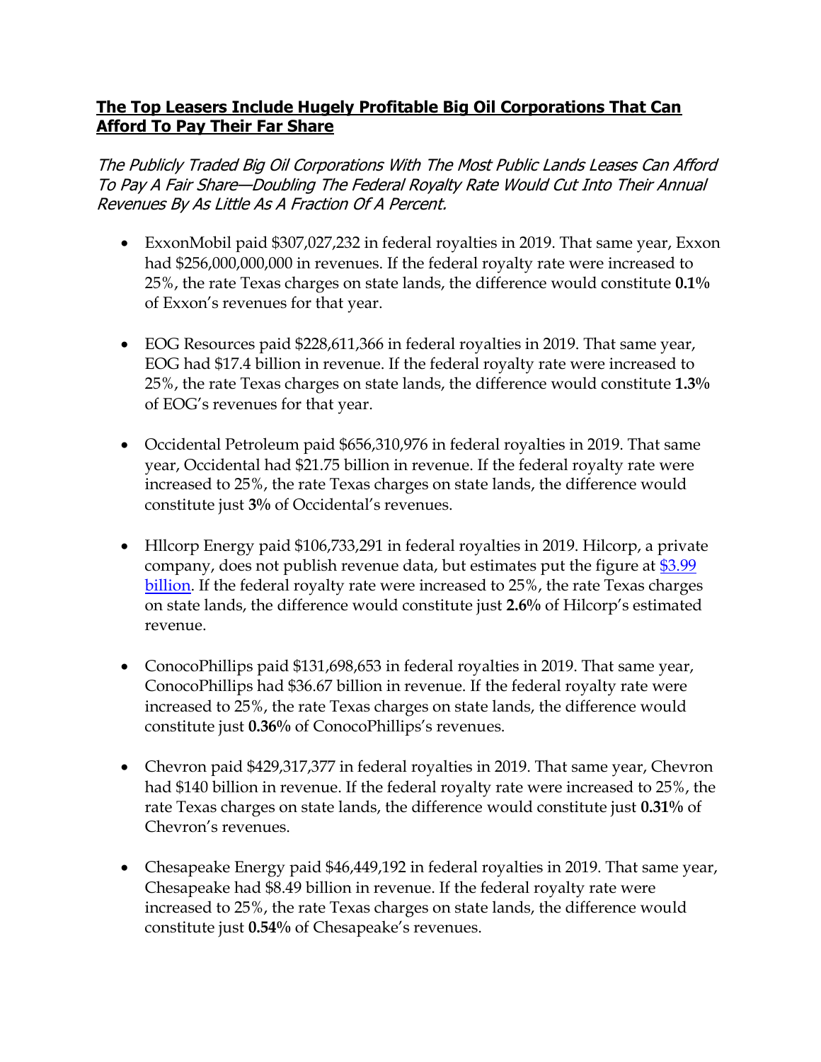## The Top Leasers Include Hugely Profitable Big Oil Corporations That Can Afford To Pay Their Far Share

*The Publicly Traded Big Oil Corporations With The Most Public Lands Leases Can Afford To Pay A Fair Share—Doubling The Federal Royalty Rate Would Cut Into Their Annual Revenues By As Little As A Fraction Of A Percent.*

- ExxonMobil paid $307,027,232 in federal royalties in 2019. That same year, Exxon had $256,000,000,000 in revenues. If the federal royalty rate were increased to 25%, the rate Texas charges on state lands, the difference would constitute **0.1%** of Exxon's revenues for that year.

- EOG Resources paid $228,611,366 in federal royalties in 2019. That same year, EOG had $17.4 billion in revenue. If the federal royalty rate were increased to 25%, the rate Texas charges on state lands, the difference would constitute **1.3%** of EOG's revenues for that year.

- Occidental Petroleum paid $656,310,976 in federal royalties in 2019. That same year, Occidental had $21.75 billion in revenue. If the federal royalty rate were increased to 25%, the rate Texas charges on state lands, the difference would constitute just **3%** of Occidental's revenues.

- Hllcorp Energy paid $106,733,291 in federal royalties in 2019. Hilcorp, a private company, does not publish revenue data, but estimates put the figure at [$3.99 billion](). If the federal royalty rate were increased to 25%, the rate Texas charges on state lands, the difference would constitute just **2.6%** of Hilcorp's estimated revenue.

- ConocoPhillips paid $131,698,653 in federal royalties in 2019. That same year, ConocoPhillips had $36.67 billion in revenue. If the federal royalty rate were increased to 25%, the rate Texas charges on state lands, the difference would constitute just **0.36%** of ConocoPhillips's revenues.

- Chevron paid $429,317,377 in federal royalties in 2019. That same year, Chevron had $140 billion in revenue. If the federal royalty rate were increased to 25%, the rate Texas charges on state lands, the difference would constitute just **0.31%** of Chevron's revenues.

- Chesapeake Energy paid $46,449,192 in federal royalties in 2019. That same year, Chesapeake had $8.49 billion in revenue. If the federal royalty rate were increased to 25%, the rate Texas charges on state lands, the difference would constitute just **0.54%** of Chesapeake's revenues.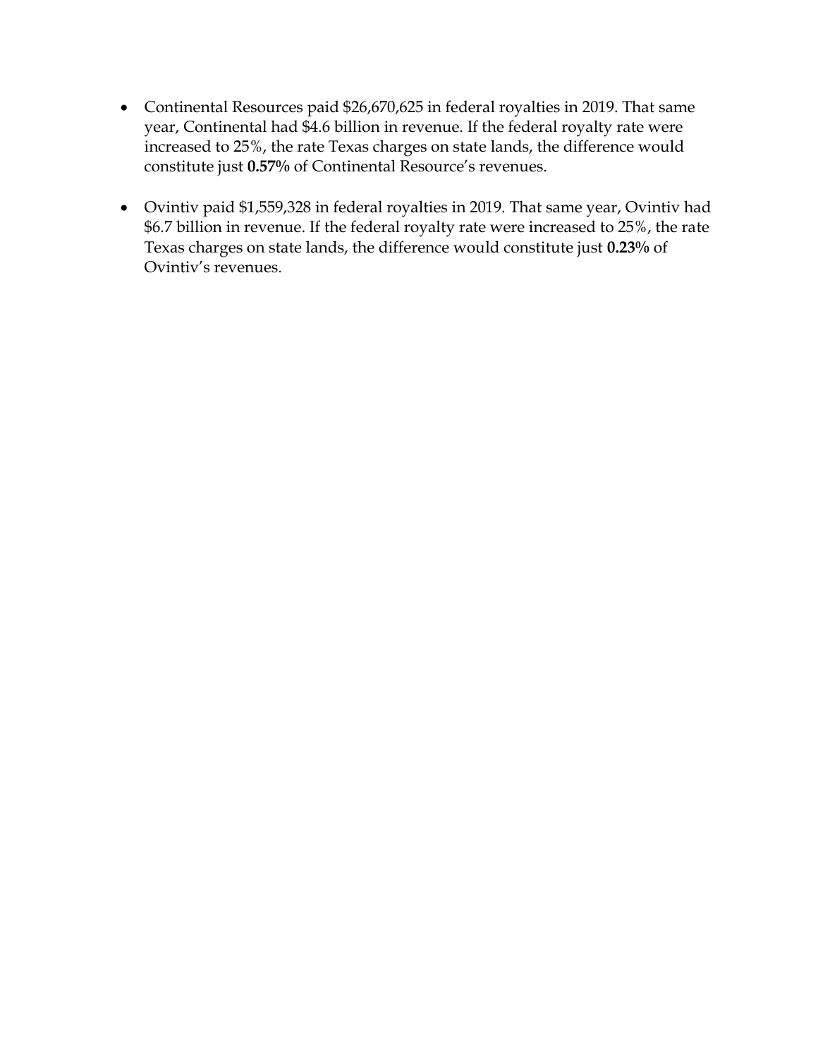- Continental Resources paid $26,670,625 in federal royalties in 2019. That same year, Continental had $4.6 billion in revenue. If the federal royalty rate were increased to 25%, the rate Texas charges on state lands, the difference would constitute just **0.57%** of Continental Resource's revenues.

- Ovintiv paid $1,559,328 in federal royalties in 2019. That same year, Ovintiv had $6.7 billion in revenue. If the federal royalty rate were increased to 25%, the rate Texas charges on state lands, the difference would constitute just **0.23%** of Ovintiv's revenues.